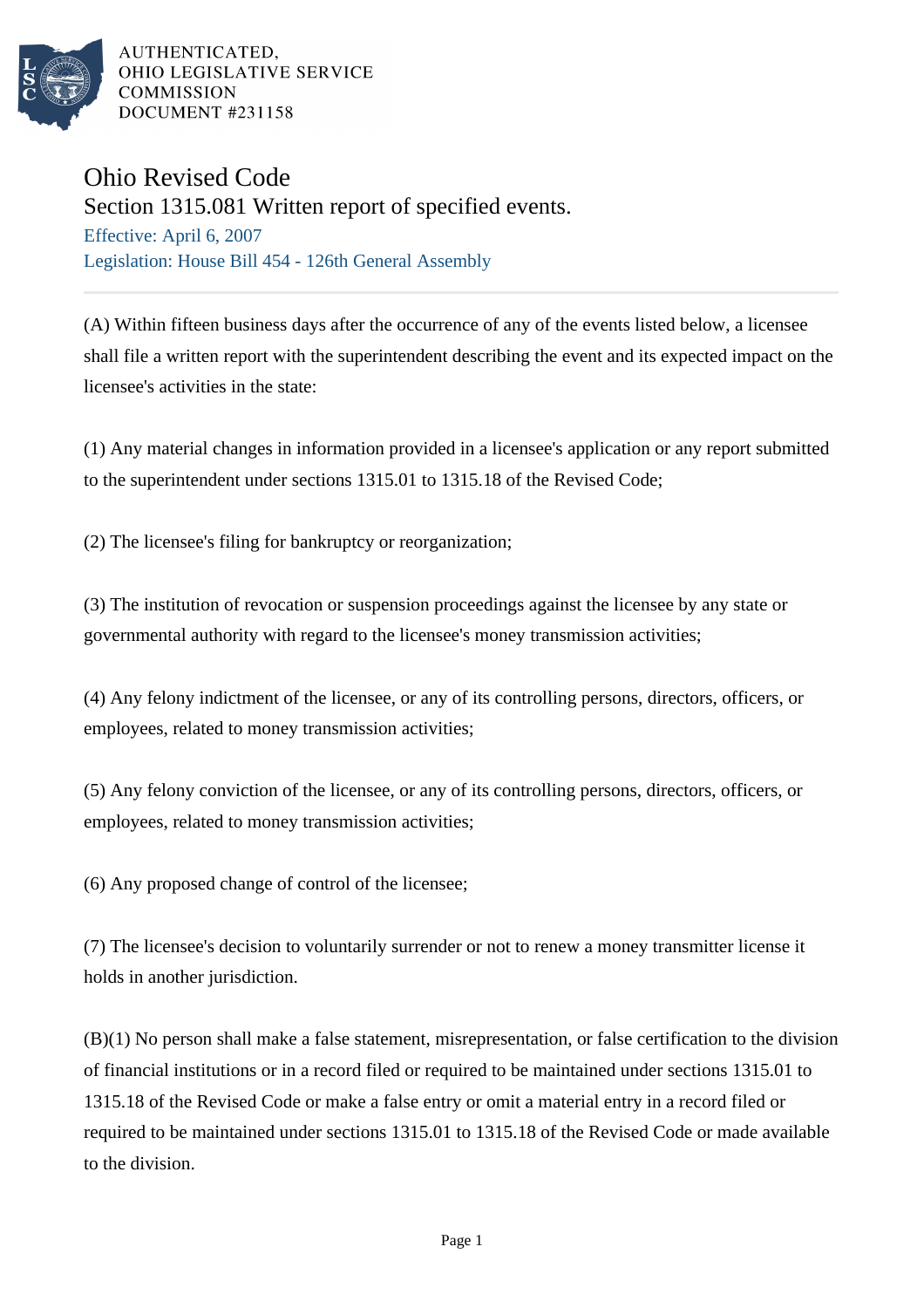AUTHENTICATED,
OHIO LEGISLATIVE SERVICE
COMMISSION
DOCUMENT #231158

# Ohio Revised Code

## Section 1315.081 Written report of specified events.

Effective: April 6, 2007

Legislation: House Bill 454 - 126th General Assembly

---

(A) Within fifteen business days after the occurrence of any of the events listed below, a licensee shall file a written report with the superintendent describing the event and its expected impact on the licensee's activities in the state:

(1) Any material changes in information provided in a licensee's application or any report submitted to the superintendent under sections 1315.01 to 1315.18 of the Revised Code;

(2) The licensee's filing for bankruptcy or reorganization;

(3) The institution of revocation or suspension proceedings against the licensee by any state or governmental authority with regard to the licensee's money transmission activities;

(4) Any felony indictment of the licensee, or any of its controlling persons, directors, officers, or employees, related to money transmission activities;

(5) Any felony conviction of the licensee, or any of its controlling persons, directors, officers, or employees, related to money transmission activities;

(6) Any proposed change of control of the licensee;

(7) The licensee's decision to voluntarily surrender or not to renew a money transmitter license it holds in another jurisdiction.

(B)(1) No person shall make a false statement, misrepresentation, or false certification to the division of financial institutions or in a record filed or required to be maintained under sections 1315.01 to 1315.18 of the Revised Code or make a false entry or omit a material entry in a record filed or required to be maintained under sections 1315.01 to 1315.18 of the Revised Code or made available to the division.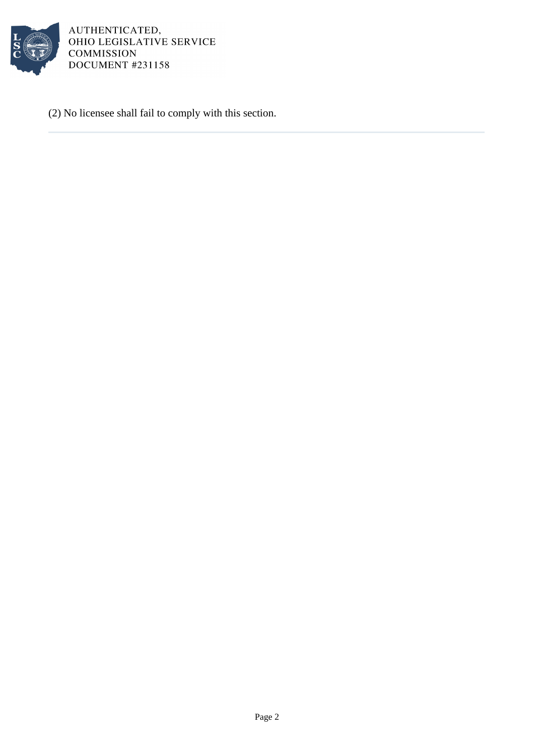(2) No licensee shall fail to comply with this section.